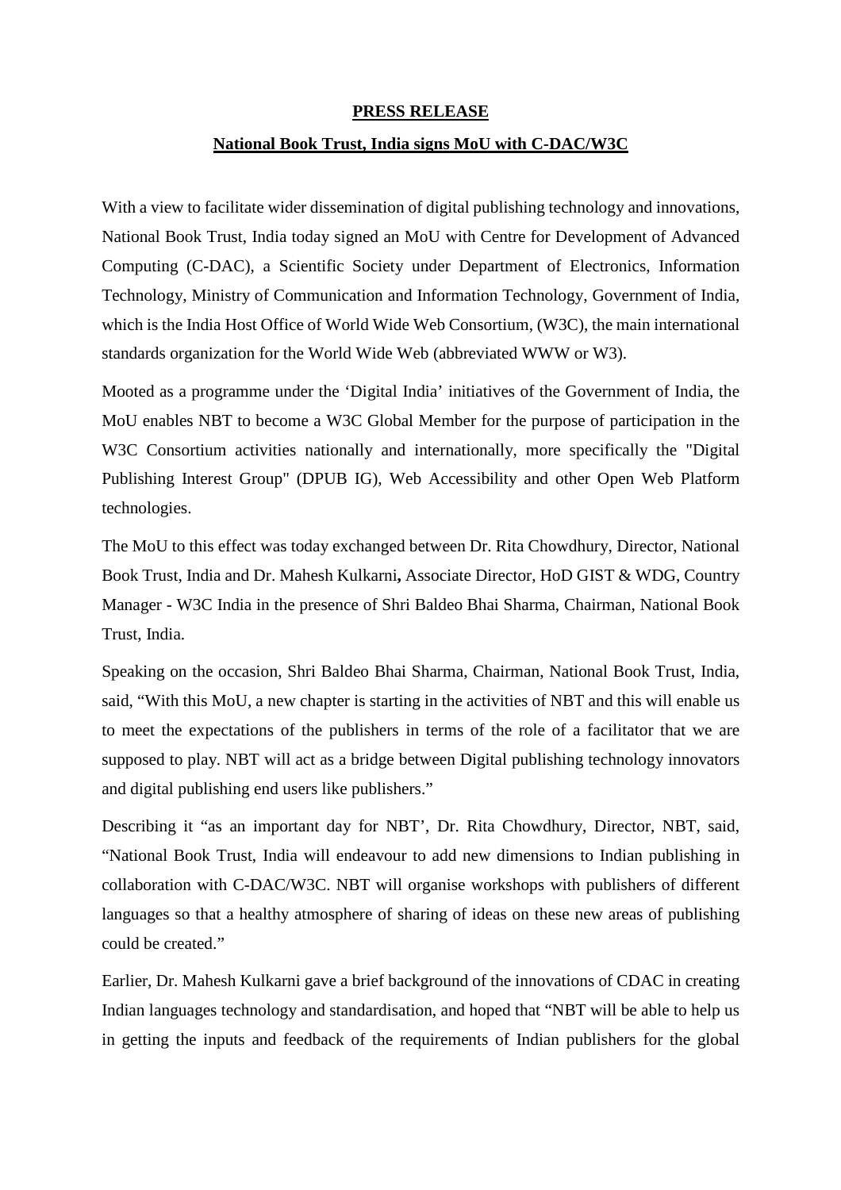**PRESS RELEASE**

**National Book Trust, India signs MoU with C-DAC/W3C**

With a view to facilitate wider dissemination of digital publishing technology and innovations, National Book Trust, India today signed an MoU with Centre for Development of Advanced Computing (C-DAC), a Scientific Society under Department of Electronics, Information Technology, Ministry of Communication and Information Technology, Government of India, which is the India Host Office of World Wide Web Consortium, (W3C), the main international standards organization for the World Wide Web (abbreviated WWW or W3).

Mooted as a programme under the 'Digital India' initiatives of the Government of India, the MoU enables NBT to become a W3C Global Member for the purpose of participation in the W3C Consortium activities nationally and internationally, more specifically the "Digital Publishing Interest Group" (DPUB IG), Web Accessibility and other Open Web Platform technologies.

The MoU to this effect was today exchanged between Dr. Rita Chowdhury, Director, National Book Trust, India and Dr. Mahesh Kulkarni**,** Associate Director, HoD GIST & WDG, Country Manager - W3C India in the presence of Shri Baldeo Bhai Sharma, Chairman, National Book Trust, India.

Speaking on the occasion, Shri Baldeo Bhai Sharma, Chairman, National Book Trust, India, said, "With this MoU, a new chapter is starting in the activities of NBT and this will enable us to meet the expectations of the publishers in terms of the role of a facilitator that we are supposed to play. NBT will act as a bridge between Digital publishing technology innovators and digital publishing end users like publishers."

Describing it "as an important day for NBT', Dr. Rita Chowdhury, Director, NBT, said, "National Book Trust, India will endeavour to add new dimensions to Indian publishing in collaboration with C-DAC/W3C. NBT will organise workshops with publishers of different languages so that a healthy atmosphere of sharing of ideas on these new areas of publishing could be created."

Earlier, Dr. Mahesh Kulkarni gave a brief background of the innovations of CDAC in creating Indian languages technology and standardisation, and hoped that "NBT will be able to help us in getting the inputs and feedback of the requirements of Indian publishers for the global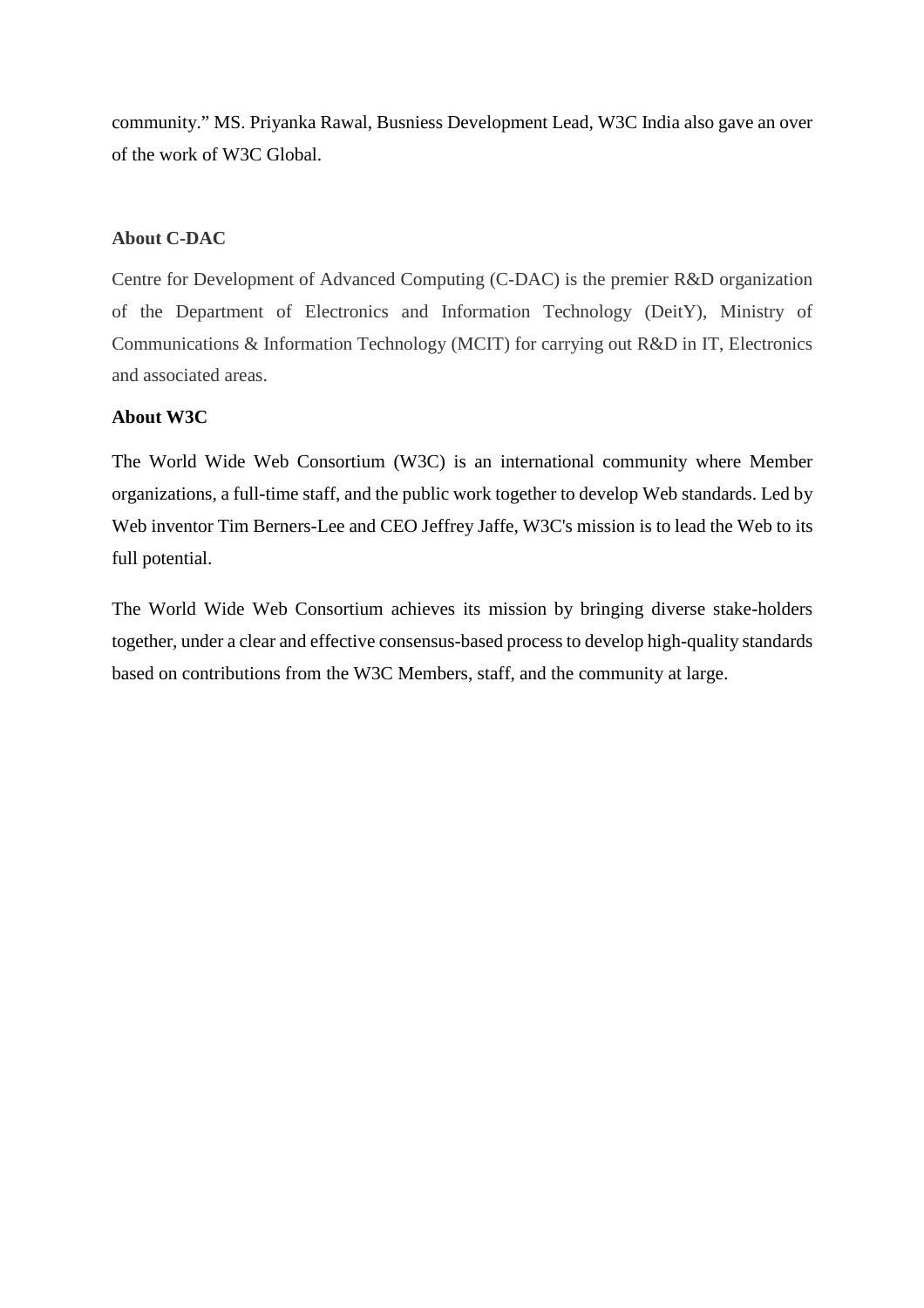community." MS. Priyanka Rawal, Busniess Development Lead, W3C India also gave an over of the work of W3C Global.

**About C-DAC**

Centre for Development of Advanced Computing (C-DAC) is the premier R&D organization of the Department of Electronics and Information Technology (DeitY), Ministry of Communications & Information Technology (MCIT) for carrying out R&D in IT, Electronics and associated areas.

**About W3C**

The World Wide Web Consortium (W3C) is an international community where Member organizations, a full-time staff, and the public work together to develop Web standards. Led by Web inventor Tim Berners-Lee and CEO Jeffrey Jaffe, W3C's mission is to lead the Web to its full potential.

The World Wide Web Consortium achieves its mission by bringing diverse stake-holders together, under a clear and effective consensus-based process to develop high-quality standards based on contributions from the W3C Members, staff, and the community at large.